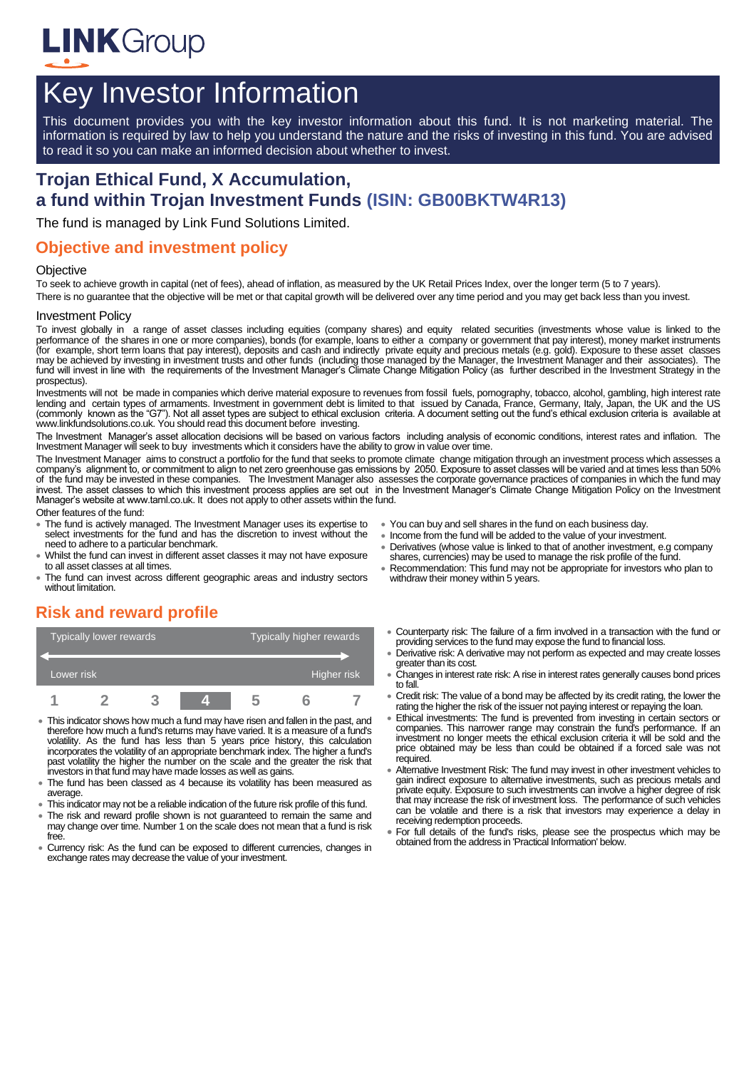# Key Investor Information

This document provides you with the key investor information about this fund. It is not marketing material. The information is required by law to help you understand the nature and the risks of investing in this fund. You are advised to read it so you can make an informed decision about whether to invest.

## Trojan Ethical Fund, X Accumulation, a fund within Trojan Investment Funds (ISIN: GB00BKTW4R13)

The fund is managed by Link Fund Solutions Limited.

## Objective and investment policy

### Objective

To seek to achieve growth in capital (net of fees), ahead of inflation, as measured by the UK Retail Prices Index, over the longer term (5 to 7 years).

There is no guarantee that the objective will be met or that capital growth will be delivered over any time period and you may get back less than you invest.

### Investment Policy

To invest globally in a range of asset classes including equities (company shares) and equity related securities (investments whose value is linked to the performance of the shares in one or more companies), bonds (for example, loans to either a company or government that pay interest), money market instruments (for example, short term loans that pay interest), deposits and cash and indirectly private equity and precious metals (e.g. gold). Exposure to these asset classes may be achieved by investing in investment trusts and other funds (including those managed by the Manager, the Investment Manager and their associates). The fund will invest in line with the requirements of the Investment Manager's Climate Change Mitigation Policy (as further described in the Investment Strategy in the prospectus).

Investments will not be made in companies which derive material exposure to revenues from fossil fuels, pornography, tobacco, alcohol, gambling, high interest rate lending and certain types of armaments. Investment in government debt is limited to that issued by Canada, France, Germany, Italy, Japan, the UK and the US (commonly known as the "G7"). Not all asset types are subject to ethical exclusion criteria. A document setting out the fund's ethical exclusion criteria is available at www.linkfundsolutions.co.uk. You should read this document before investing.

The Investment Manager's asset allocation decisions will be based on various factors including analysis of economic conditions, interest rates and inflation. The Investment Manager will seek to buy investments which it considers have the ability to grow in value over time.

The Investment Manager aims to construct a portfolio for the fund that seeks to promote climate change mitigation through an investment process which assesses a company's alignment to, or commitment to align to net zero greenhouse gas emissions by 2050. Exposure to asset classes will be varied and at times less than 50% of the fund may be invested in these companies. The Investment Manager also assesses the corporate governance practices of companies in which the fund may invest. The asset classes to which this investment process applies are set out in the Investment Manager's Climate Change Mitigation Policy on the Investment Manager's website at www.taml.co.uk. It does not apply to other assets within the fund.

Other features of the fund:

- The fund is actively managed. The Investment Manager uses its expertise to select investments for the fund and has the discretion to invest without the need to adhere to a particular benchmark.
- Whilst the fund can invest in different asset classes it may not have exposure to all asset classes at all times.
- The fund can invest across different geographic areas and industry sectors without limitation.
- You can buy and sell shares in the fund on each business day.
- Income from the fund will be added to the value of your investment.
- Derivatives (whose value is linked to that of another investment, e.g company shares, currencies) may be used to manage the risk profile of the fund.
- Recommendation: This fund may not be appropriate for investors who plan to withdraw their money within 5 years.

## Risk and reward profile

| Typically lower rewards | | | | | | Typically higher rewards |
|---|---|---|---|---|---|---|
| Lower risk | | | | | | Higher risk |
| 1 | 2 | 3 | **4** | 5 | 6 | 7 |

- This indicator shows how much a fund may have risen and fallen in the past, and therefore how much a fund's returns may have varied. It is a measure of a fund's volatility. As the fund has less than 5 years price history, this calculation incorporates the volatility of an appropriate benchmark index. The higher a fund's past volatility the higher the number on the scale and the greater the risk that investors in that fund may have made losses as well as gains.
- The fund has been classed as 4 because its volatility has been measured as average.
- This indicator may not be a reliable indication of the future risk profile of this fund.
- The risk and reward profile shown is not guaranteed to remain the same and may change over time. Number 1 on the scale does not mean that a fund is risk free.
- Currency risk: As the fund can be exposed to different currencies, changes in exchange rates may decrease the value of your investment.
- Counterparty risk: The failure of a firm involved in a transaction with the fund or providing services to the fund may expose the fund to financial loss.
- Derivative risk: A derivative may not perform as expected and may create losses greater than its cost.
- Changes in interest rate risk: A rise in interest rates generally causes bond prices to fall.
- Credit risk: The value of a bond may be affected by its credit rating, the lower the rating the higher the risk of the issuer not paying interest or repaying the loan.
- Ethical investments: The fund is prevented from investing in certain sectors or companies. This narrower range may constrain the fund's performance. If an investment no longer meets the ethical exclusion criteria it will be sold and the price obtained may be less than could be obtained if a forced sale was not required.
- Alternative Investment Risk: The fund may invest in other investment vehicles to gain indirect exposure to alternative investments, such as precious metals and private equity. Exposure to such investments can involve a higher degree of risk that may increase the risk of investment loss. The performance of such vehicles can be volatile and there is a risk that investors may experience a delay in receiving redemption proceeds.
- For full details of the fund's risks, please see the prospectus which may be obtained from the address in 'Practical Information' below.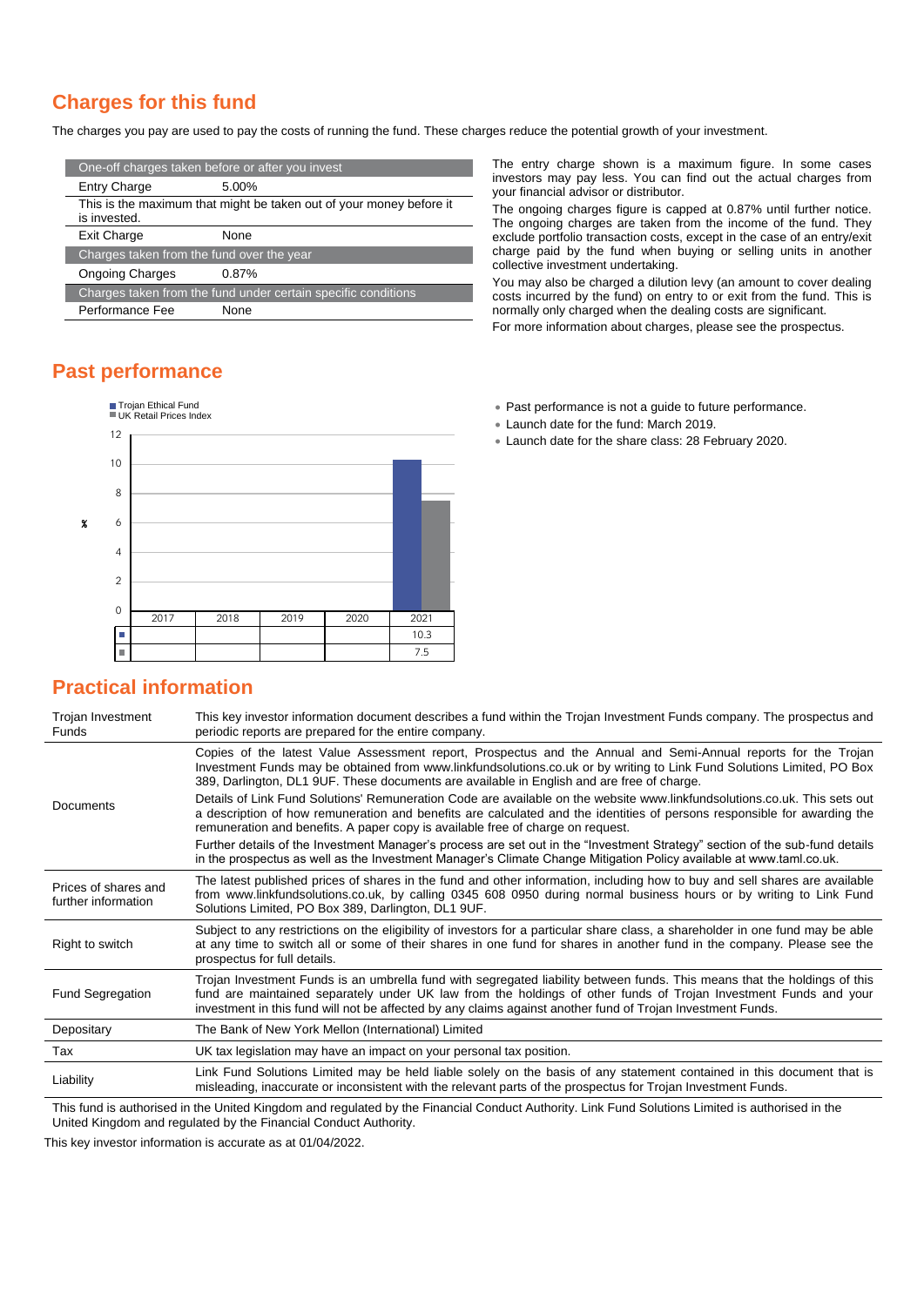## Charges for this fund

The charges you pay are used to pay the costs of running the fund. These charges reduce the potential growth of your investment.

| | |
|---|---|
| **One-off charges taken before or after you invest** | |
| Entry Charge | 5.00% |
| This is the maximum that might be taken out of your money before it is invested. | |
| Exit Charge | None |
| **Charges taken from the fund over the year** | |
| Ongoing Charges | 0.87% |
| **Charges taken from the fund under certain specific conditions** | |
| Performance Fee | None |

The entry charge shown is a maximum figure. In some cases investors may pay less. You can find out the actual charges from your financial advisor or distributor.

The ongoing charges figure is capped at 0.87% until further notice. The ongoing charges are taken from the income of the fund. They exclude portfolio transaction costs, except in the case of an entry/exit charge paid by the fund when buying or selling units in another collective investment undertaking.

You may also be charged a dilution levy (an amount to cover dealing costs incurred by the fund) on entry to or exit from the fund. This is normally only charged when the dealing costs are significant.

For more information about charges, please see the prospectus.

## Past performance

Trojan Ethical Fund
UK Retail Prices Index

%

12
10
8
6
4
2
0

2017
2018
2019
2020
2021

10.3
7.5

- Past performance is not a guide to future performance.
- Launch date for the fund: March 2019.
- Launch date for the share class: 28 February 2020.

## Practical information

| | |
|---|---|
| Trojan Investment Funds | This key investor information document describes a fund within the Trojan Investment Funds company. The prospectus and periodic reports are prepared for the entire company. |
| Documents | Copies of the latest Value Assessment report, Prospectus and the Annual and Semi-Annual reports for the Trojan Investment Funds may be obtained from www.linkfundsolutions.co.uk or by writing to Link Fund Solutions Limited, PO Box 389, Darlington, DL1 9UF. These documents are available in English and are free of charge. Details of Link Fund Solutions' Remuneration Code are available on the website www.linkfundsolutions.co.uk. This sets out a description of how remuneration and benefits are calculated and the identities of persons responsible for awarding the remuneration and benefits. A paper copy is available free of charge on request. Further details of the Investment Manager's process are set out in the "Investment Strategy" section of the sub-fund details in the prospectus as well as the Investment Manager's Climate Change Mitigation Policy available at www.taml.co.uk. |
| Prices of shares and further information | The latest published prices of shares in the fund and other information, including how to buy and sell shares are available from www.linkfundsolutions.co.uk, by calling 0345 608 0950 during normal business hours or by writing to Link Fund Solutions Limited, PO Box 389, Darlington, DL1 9UF. |
| Right to switch | Subject to any restrictions on the eligibility of investors for a particular share class, a shareholder in one fund may be able at any time to switch all or some of their shares in one fund for shares in another fund in the company. Please see the prospectus for full details. |
| Fund Segregation | Trojan Investment Funds is an umbrella fund with segregated liability between funds. This means that the holdings of this fund are maintained separately under UK law from the holdings of other funds of Trojan Investment Funds and your investment in this fund will not be affected by any claims against another fund of Trojan Investment Funds. |
| Depositary | The Bank of New York Mellon (International) Limited |
| Tax | UK tax legislation may have an impact on your personal tax position. |
| Liability | Link Fund Solutions Limited may be held liable solely on the basis of any statement contained in this document that is misleading, inaccurate or inconsistent with the relevant parts of the prospectus for Trojan Investment Funds. |

This fund is authorised in the United Kingdom and regulated by the Financial Conduct Authority. Link Fund Solutions Limited is authorised in the United Kingdom and regulated by the Financial Conduct Authority.

This key investor information is accurate as at 01/04/2022.